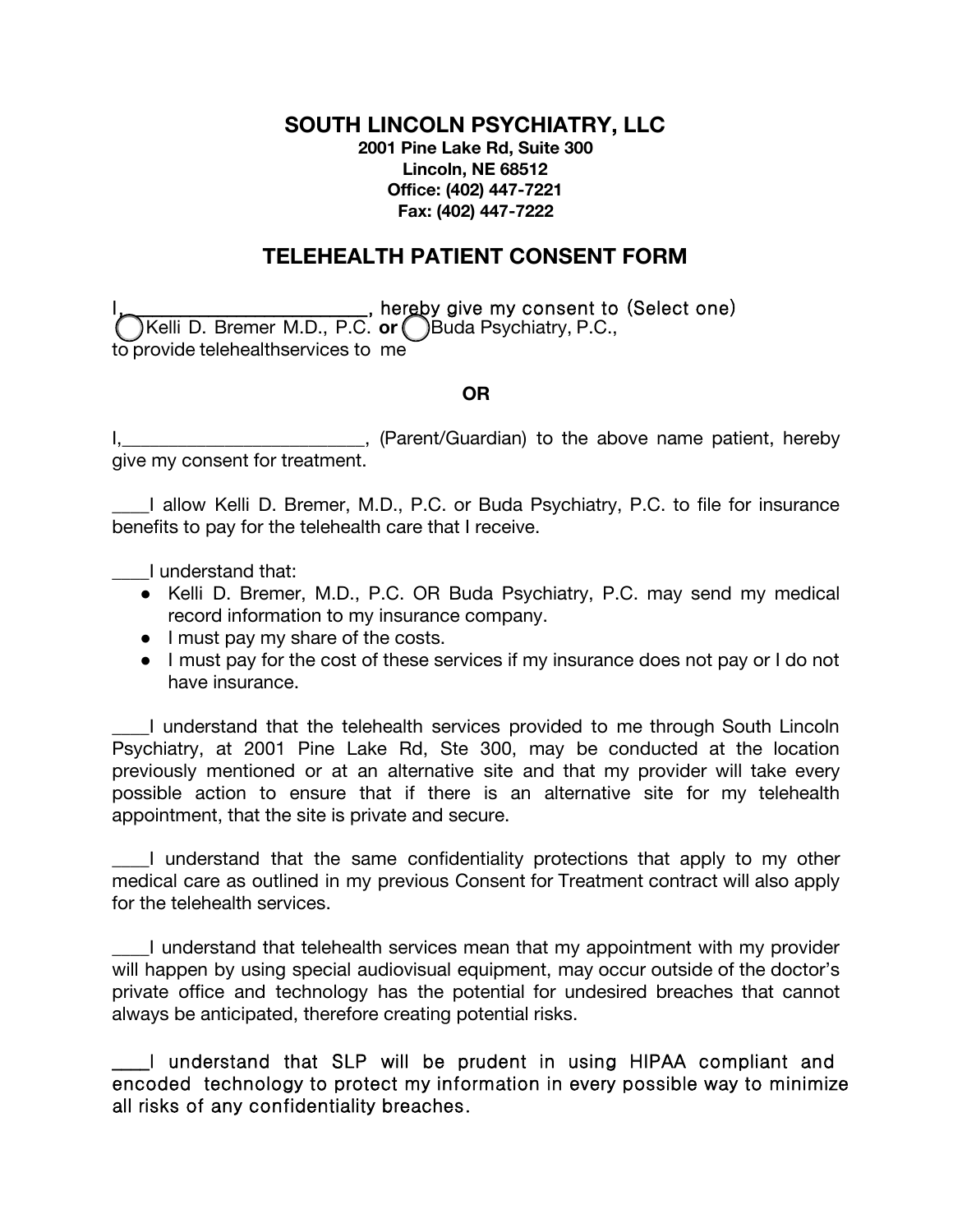# SOUTH LINCOLN PSYCHIATRY, LLC

**2001 Pine Lake Rd, Suite 300**
**Lincoln, NE 68512**
**Office: (402) 447-7221**
**Fax: (402) 447-7222**

## TELEHEALTH PATIENT CONSENT FORM

I,_________________________, hereby give my consent to (Select one)
◯ Kelli D. Bremer M.D., P.C. **or** ◯ Buda Psychiatry, P.C.,
to provide telehealthservices to me

**OR**

I,_________________________, (Parent/Guardian) to the above name patient, hereby give my consent for treatment.

____I allow Kelli D. Bremer, M.D., P.C. or Buda Psychiatry, P.C. to file for insurance benefits to pay for the telehealth care that I receive.

____I understand that:

- Kelli D. Bremer, M.D., P.C. OR Buda Psychiatry, P.C. may send my medical record information to my insurance company.
- I must pay my share of the costs.
- I must pay for the cost of these services if my insurance does not pay or I do not have insurance.

____I understand that the telehealth services provided to me through South Lincoln Psychiatry, at 2001 Pine Lake Rd, Ste 300, may be conducted at the location previously mentioned or at an alternative site and that my provider will take every possible action to ensure that if there is an alternative site for my telehealth appointment, that the site is private and secure.

____I understand that the same confidentiality protections that apply to my other medical care as outlined in my previous Consent for Treatment contract will also apply for the telehealth services.

____I understand that telehealth services mean that my appointment with my provider will happen by using special audiovisual equipment, may occur outside of the doctor's private office and technology has the potential for undesired breaches that cannot always be anticipated, therefore creating potential risks.

____I understand that SLP will be prudent in using HIPAA compliant and encoded technology to protect my information in every possible way to minimize all risks of any confidentiality breaches.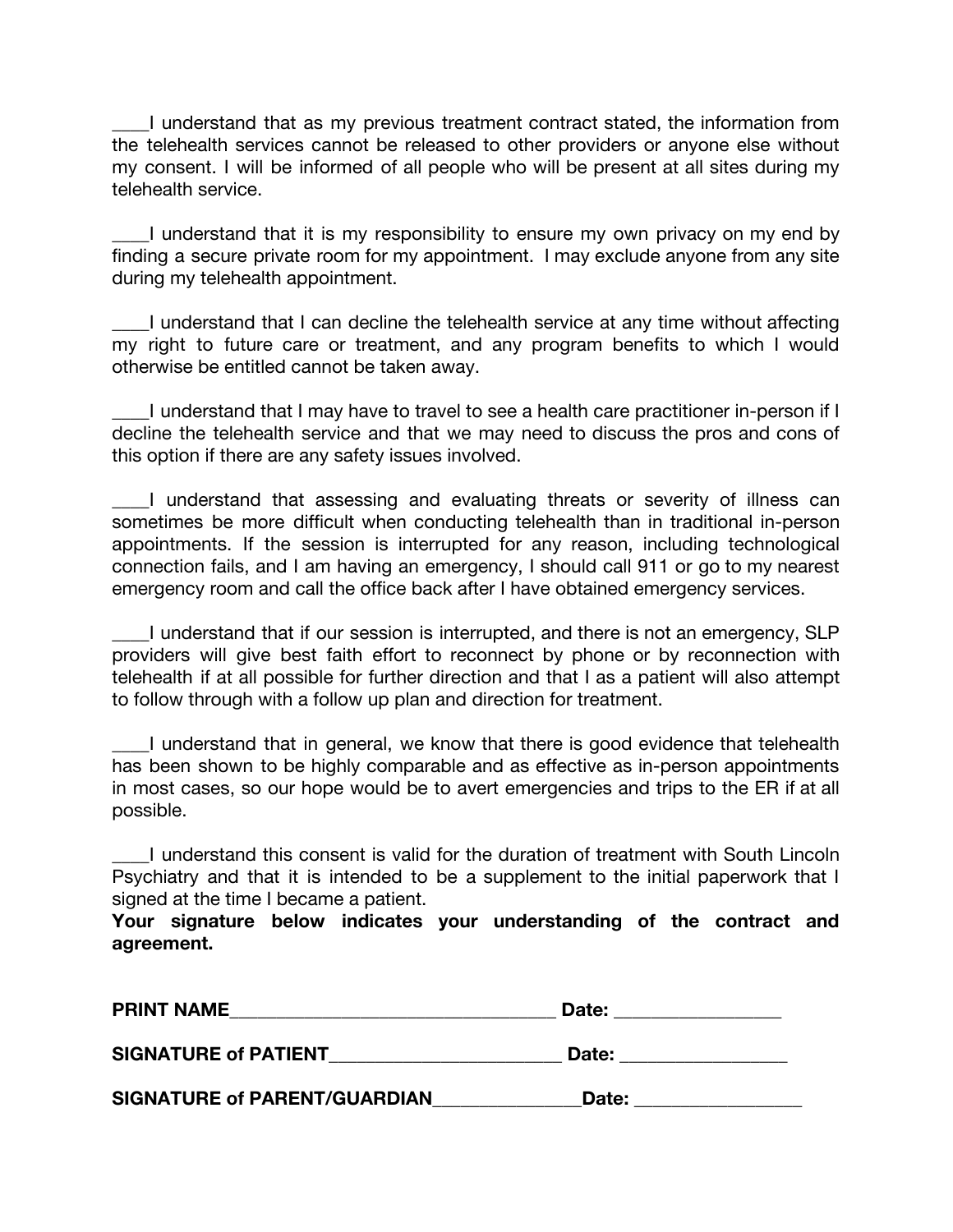____I understand that as my previous treatment contract stated, the information from the telehealth services cannot be released to other providers or anyone else without my consent. I will be informed of all people who will be present at all sites during my telehealth service.

____I understand that it is my responsibility to ensure my own privacy on my end by finding a secure private room for my appointment.  I may exclude anyone from any site during my telehealth appointment.

____I understand that I can decline the telehealth service at any time without affecting my right to future care or treatment, and any program benefits to which I would otherwise be entitled cannot be taken away.

____I understand that I may have to travel to see a health care practitioner in-person if I decline the telehealth service and that we may need to discuss the pros and cons of this option if there are any safety issues involved.

____I understand that assessing and evaluating threats or severity of illness can sometimes be more difficult when conducting telehealth than in traditional in-person appointments. If the session is interrupted for any reason, including technological connection fails, and I am having an emergency, I should call 911 or go to my nearest emergency room and call the office back after I have obtained emergency services.

____I understand that if our session is interrupted, and there is not an emergency, SLP providers will give best faith effort to reconnect by phone or by reconnection with telehealth if at all possible for further direction and that I as a patient will also attempt to follow through with a follow up plan and direction for treatment.

____I understand that in general, we know that there is good evidence that telehealth has been shown to be highly comparable and as effective as in-person appointments in most cases, so our hope would be to avert emergencies and trips to the ER if at all possible.

____I understand this consent is valid for the duration of treatment with South Lincoln Psychiatry and that it is intended to be a supplement to the initial paperwork that I signed at the time I became a patient.

**Your signature below indicates your understanding of the contract and agreement.**

**PRINT NAME**__________________________________ **Date:** _________________

**SIGNATURE of PATIENT**________________________ **Date:** _________________

**SIGNATURE of PARENT/GUARDIAN**_______________**Date:** _________________